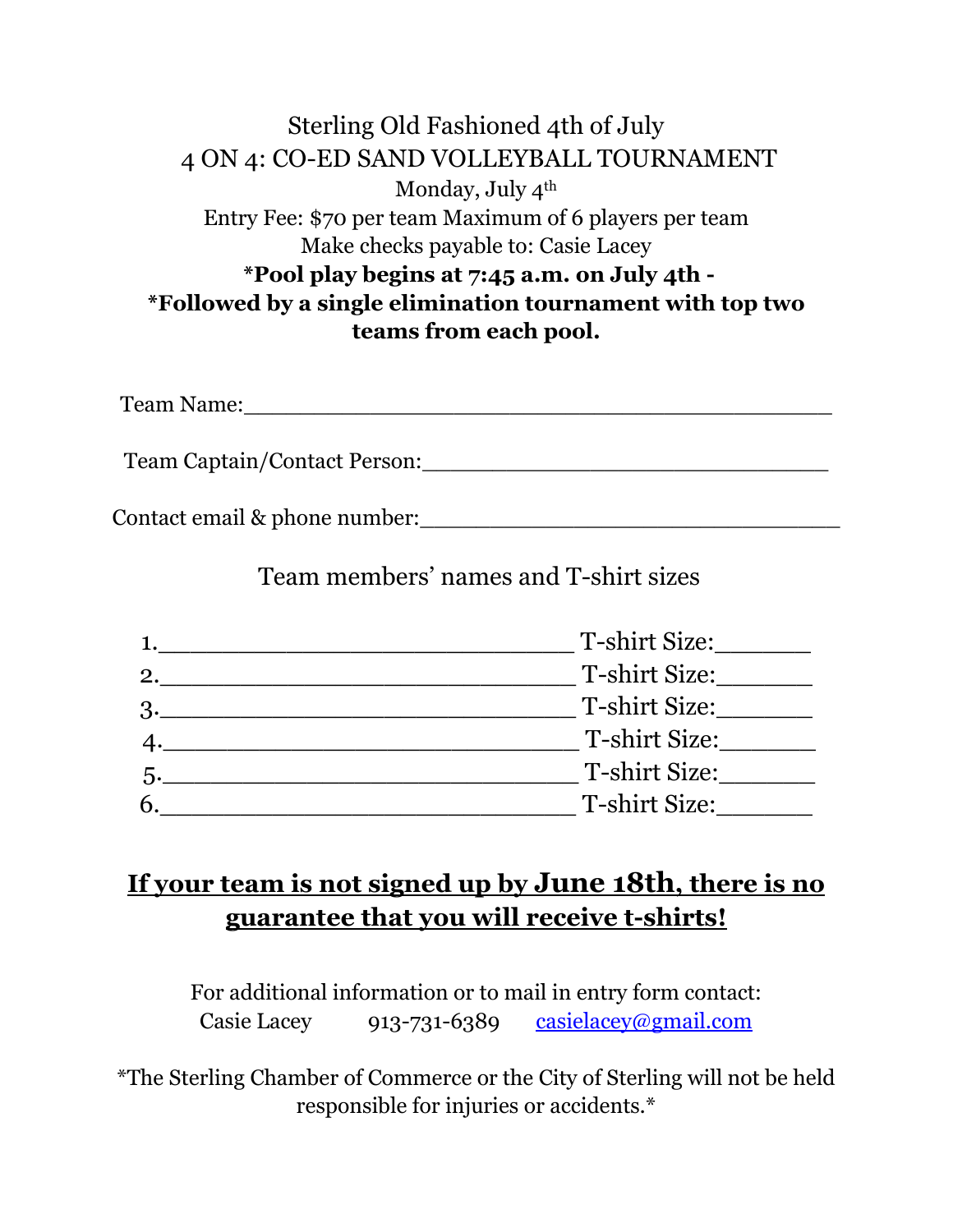# Sterling Old Fashioned 4th of July
# 4 ON 4: CO-ED SAND VOLLEYBALL TOURNAMENT

Monday, July 4th

Entry Fee: $70 per team Maximum of 6 players per team

Make checks payable to: Casie Lacey

**\*Pool play begins at 7:45 a.m. on July 4th -**
**\*Followed by a single elimination tournament with top two teams from each pool.**

Team Name:___________________________________________

Team Captain/Contact Person:_____________________________

Contact email & phone number:_____________________________

Team members' names and T-shirt sizes

1.______________________________ T-shirt Size:______
2.______________________________ T-shirt Size:______
3.______________________________ T-shirt Size:______
4.______________________________ T-shirt Size:______
5.______________________________ T-shirt Size:______
6.______________________________ T-shirt Size:______

**<u>If your team is not signed up by June 18th, there is no guarantee that you will receive t-shirts!</u>**

For additional information or to mail in entry form contact:
Casie Lacey 913-731-6389 casielacey@gmail.com

\*The Sterling Chamber of Commerce or the City of Sterling will not be held responsible for injuries or accidents.\*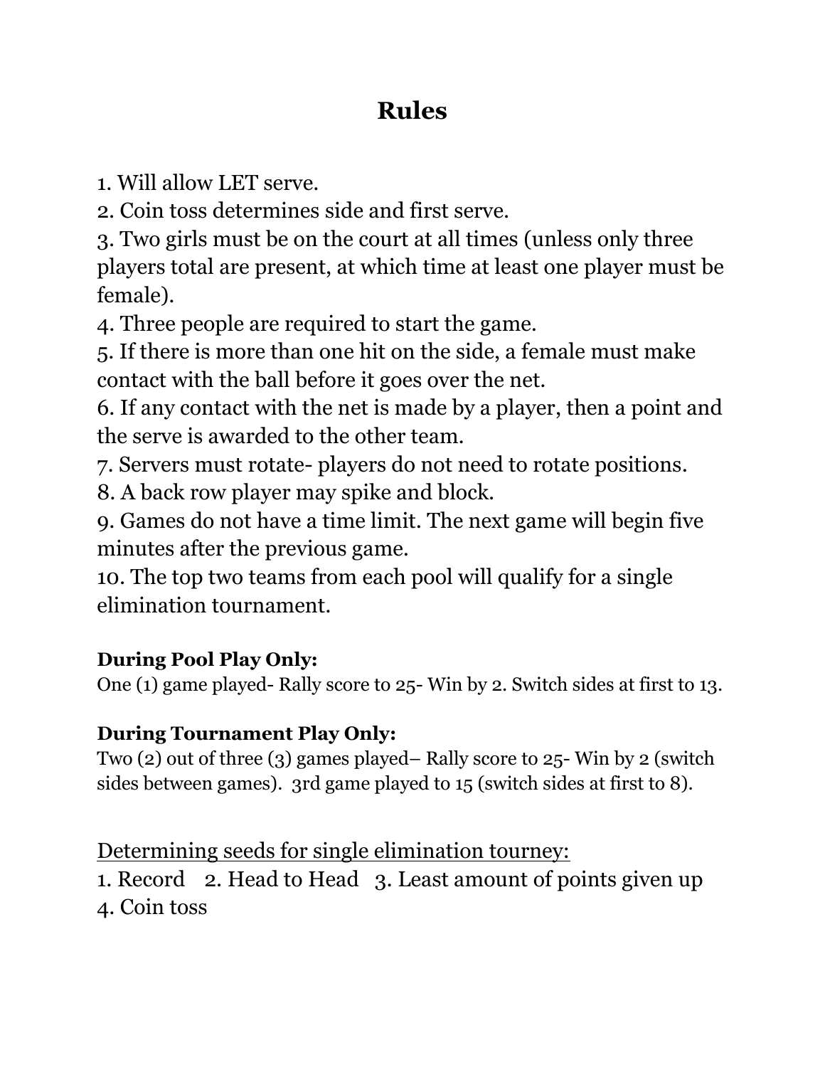# Rules

1. Will allow LET serve.
2. Coin toss determines side and first serve.
3. Two girls must be on the court at all times (unless only three players total are present, at which time at least one player must be female).
4. Three people are required to start the game.
5. If there is more than one hit on the side, a female must make contact with the ball before it goes over the net.
6. If any contact with the net is made by a player, then a point and the serve is awarded to the other team.
7. Servers must rotate- players do not need to rotate positions.
8. A back row player may spike and block.
9. Games do not have a time limit. The next game will begin five minutes after the previous game.
10. The top two teams from each pool will qualify for a single elimination tournament.

**During Pool Play Only:**
One (1) game played- Rally score to 25- Win by 2. Switch sides at first to 13.

**During Tournament Play Only:**
Two (2) out of three (3) games played– Rally score to 25- Win by 2 (switch sides between games). 3rd game played to 15 (switch sides at first to 8).

<u>Determining seeds for single elimination tourney:</u>
1. Record 2. Head to Head 3. Least amount of points given up
4. Coin toss